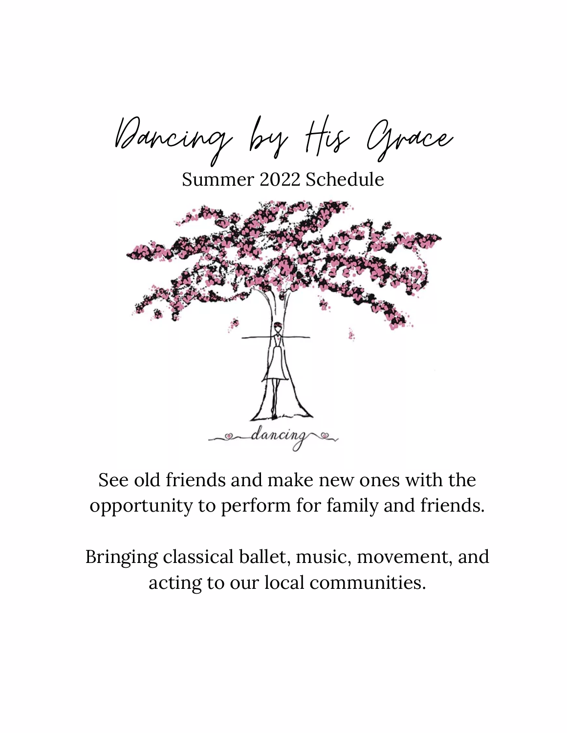# Dancing by His Grace

Summer 2022 Schedule

See old friends and make new ones with the opportunity to perform for family and friends.

Bringing classical ballet, music, movement, and acting to our local communities.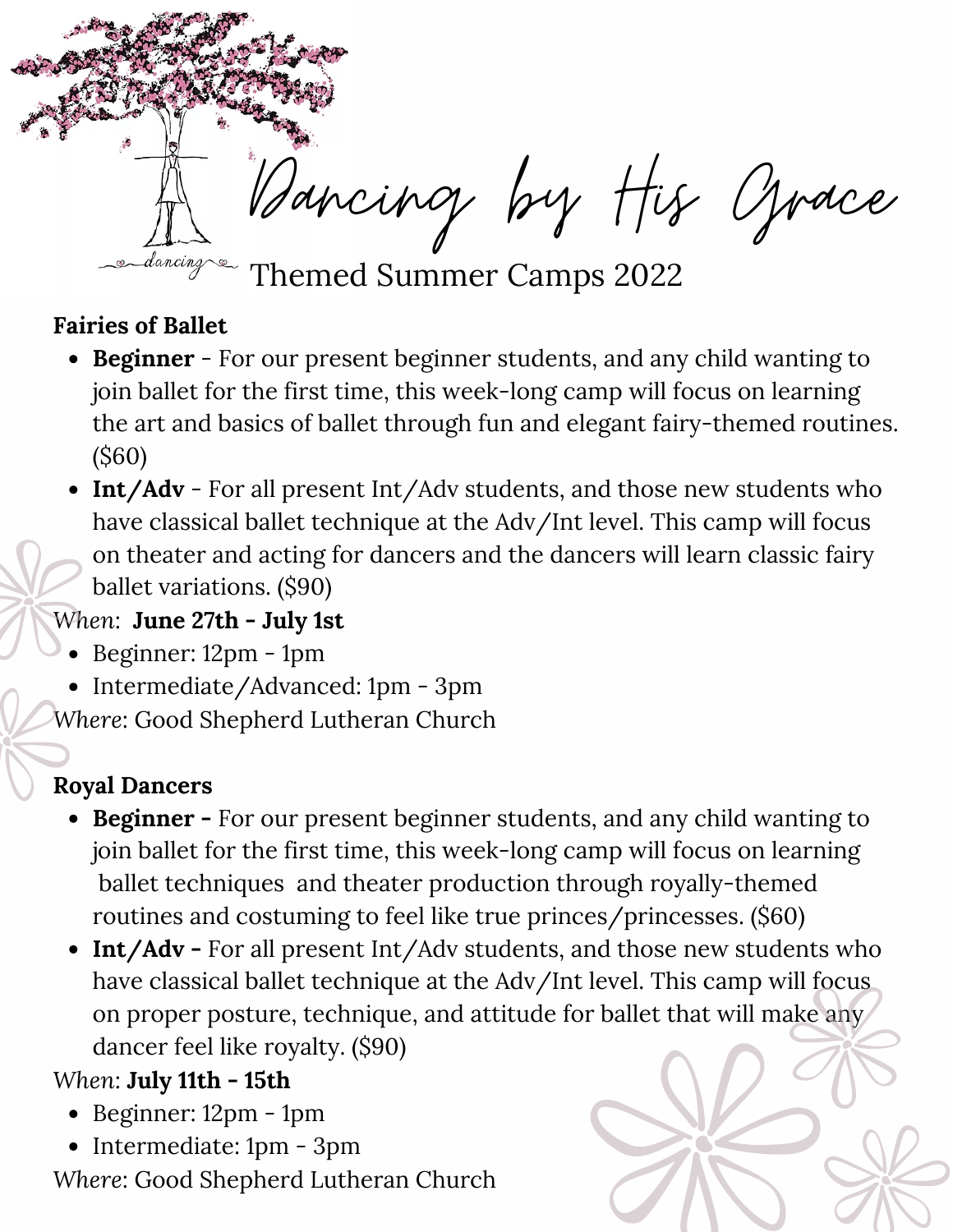# Dancing by His Grace

## Themed Summer Camps 2022

**Fairies of Ballet**

- **Beginner** - For our present beginner students, and any child wanting to join ballet for the first time, this week-long camp will focus on learning the art and basics of ballet through fun and elegant fairy-themed routines. ($60)
- **Int/Adv** - For all present Int/Adv students, and those new students who have classical ballet technique at the Adv/Int level. This camp will focus on theater and acting for dancers and the dancers will learn classic fairy ballet variations. ($90)

*When*: **June 27th - July 1st**

- Beginner: 12pm - 1pm
- Intermediate/Advanced: 1pm - 3pm

*Where*: Good Shepherd Lutheran Church

**Royal Dancers**

- **Beginner -** For our present beginner students, and any child wanting to join ballet for the first time, this week-long camp will focus on learning ballet techniques and theater production through royally-themed routines and costuming to feel like true princes/princesses. ($60)
- **Int/Adv -** For all present Int/Adv students, and those new students who have classical ballet technique at the Adv/Int level. This camp will focus on proper posture, technique, and attitude for ballet that will make any dancer feel like royalty. ($90)

*When*: **July 11th - 15th**

- Beginner: 12pm - 1pm
- Intermediate: 1pm - 3pm

*Where*: Good Shepherd Lutheran Church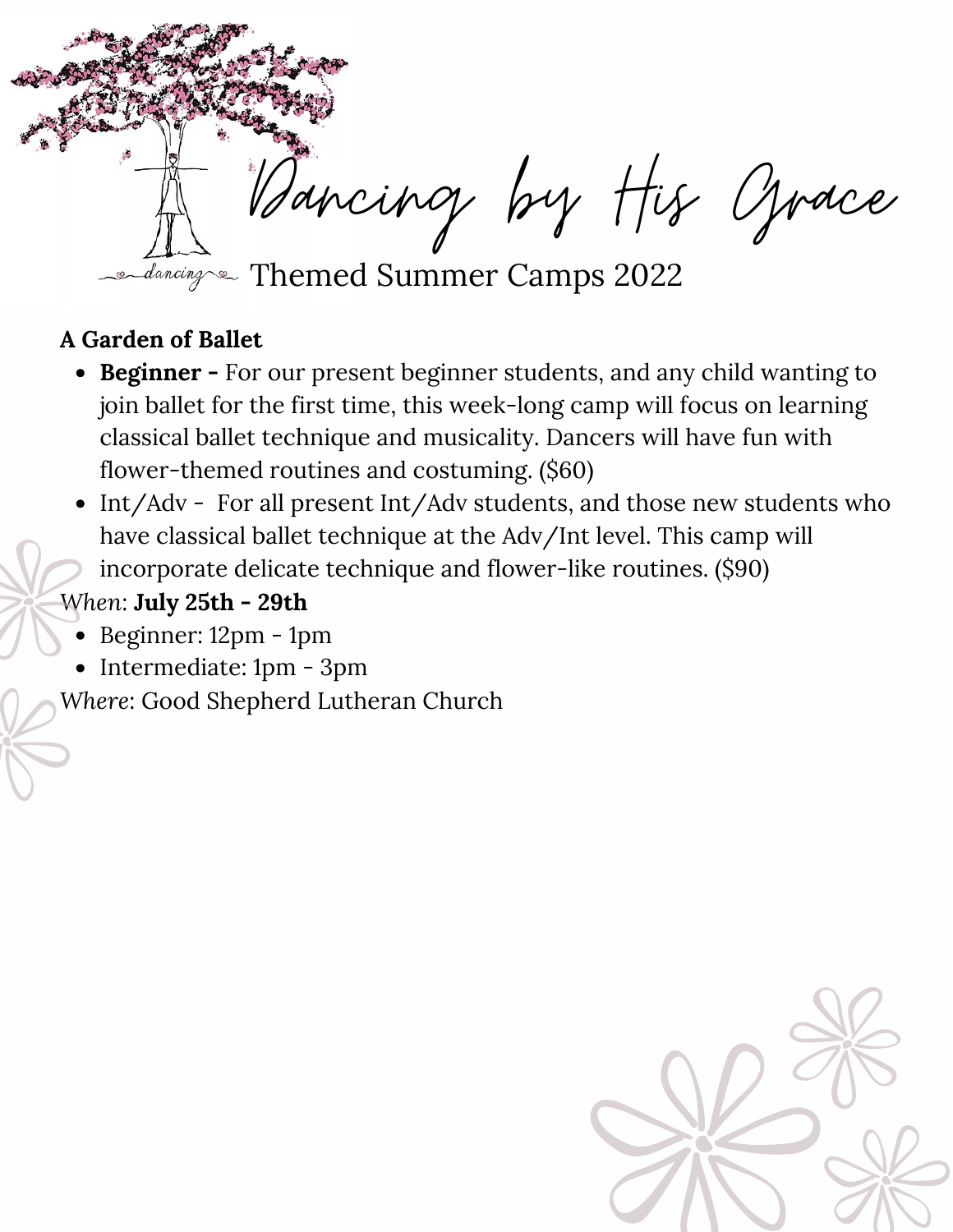# Dancing by His Grace

dancing

## Themed Summer Camps 2022

**A Garden of Ballet**

- **Beginner -** For our present beginner students, and any child wanting to join ballet for the first time, this week-long camp will focus on learning classical ballet technique and musicality. Dancers will have fun with flower-themed routines and costuming. ($60)
- Int/Adv - For all present Int/Adv students, and those new students who have classical ballet technique at the Adv/Int level. This camp will incorporate delicate technique and flower-like routines. ($90)

*When*: **July 25th - 29th**

- Beginner: 12pm - 1pm
- Intermediate: 1pm - 3pm

*Where*: Good Shepherd Lutheran Church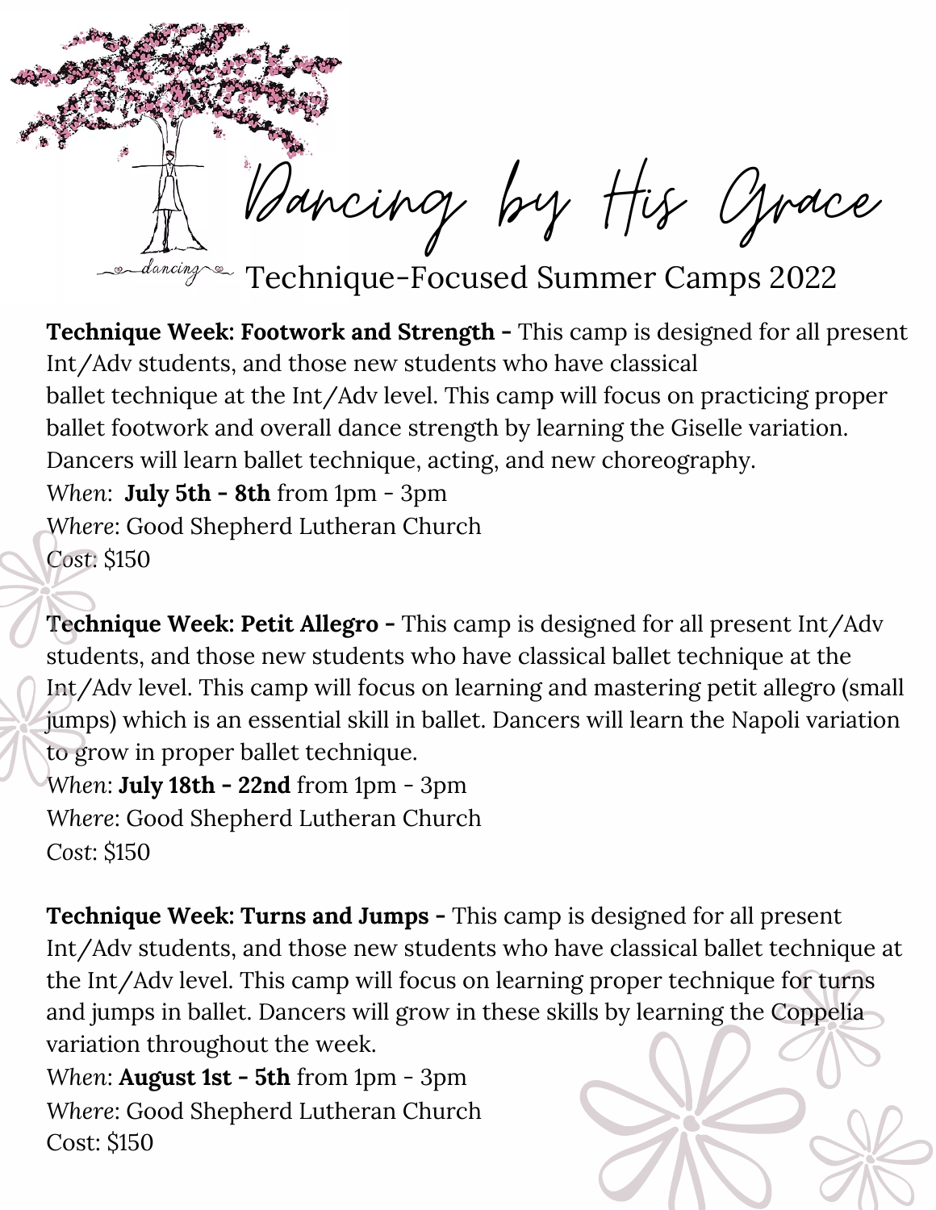# Dancing by His Grace

dancing

## Technique-Focused Summer Camps 2022

**Technique Week: Footwork and Strength -** This camp is designed for all present Int/Adv students, and those new students who have classical ballet technique at the Int/Adv level. This camp will focus on practicing proper ballet footwork and overall dance strength by learning the Giselle variation. Dancers will learn ballet technique, acting, and new choreography.

*When*: **July 5th - 8th** from 1pm - 3pm
*Where*: Good Shepherd Lutheran Church
*Cost*: $150

**Technique Week: Petit Allegro -** This camp is designed for all present Int/Adv students, and those new students who have classical ballet technique at the Int/Adv level. This camp will focus on learning and mastering petit allegro (small jumps) which is an essential skill in ballet. Dancers will learn the Napoli variation to grow in proper ballet technique.

*When*: **July 18th - 22nd** from 1pm - 3pm
*Where*: Good Shepherd Lutheran Church
*Cost*: $150

**Technique Week: Turns and Jumps -** This camp is designed for all present Int/Adv students, and those new students who have classical ballet technique at the Int/Adv level. This camp will focus on learning proper technique for turns and jumps in ballet. Dancers will grow in these skills by learning the Coppelia variation throughout the week.

*When*: **August 1st - 5th** from 1pm - 3pm
*Where*: Good Shepherd Lutheran Church
Cost: $150